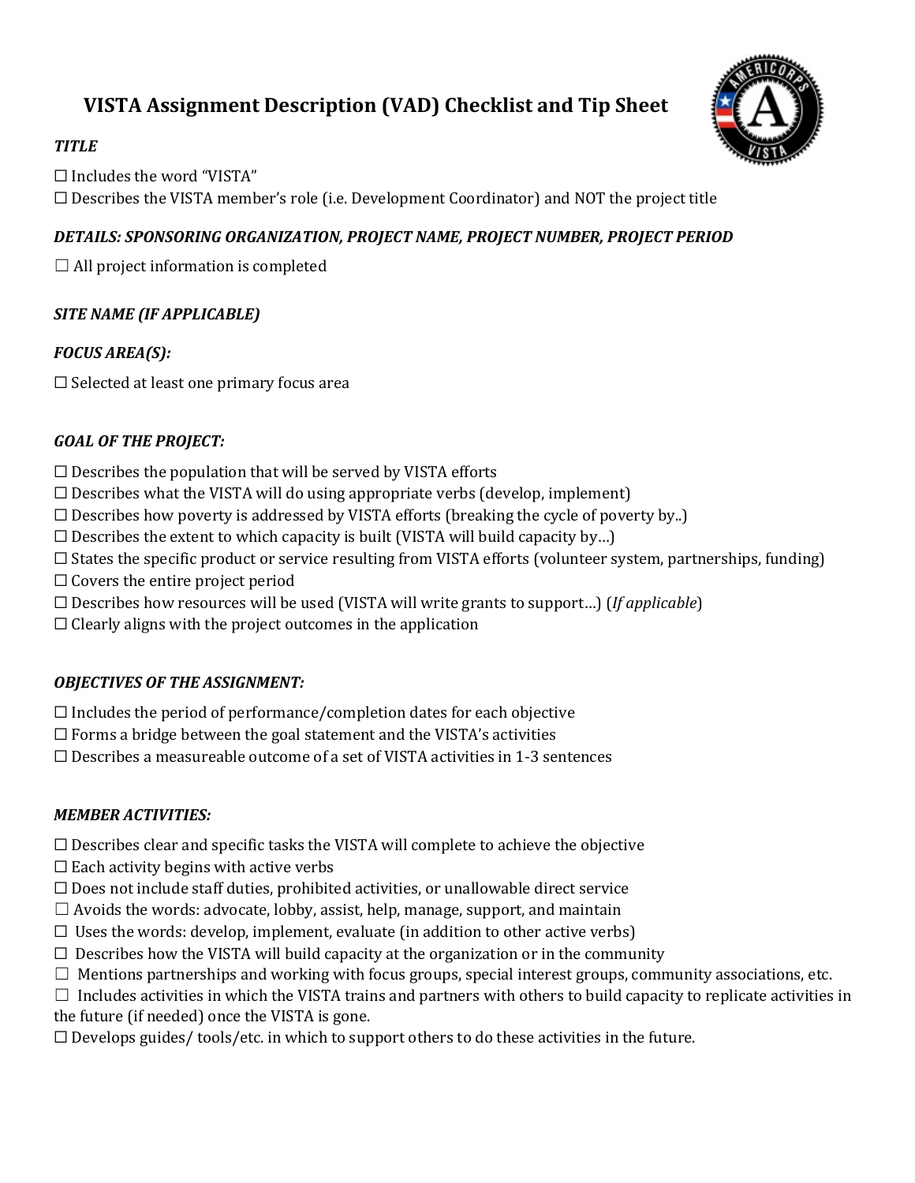# VISTA Assignment Description (VAD) Checklist and Tip Sheet

### *TITLE*

☐ Includes the word "VISTA"
☐ Describes the VISTA member's role (i.e. Development Coordinator) and NOT the project title

### *DETAILS: SPONSORING ORGANIZATION, PROJECT NAME, PROJECT NUMBER, PROJECT PERIOD*

☐ All project information is completed

### *SITE NAME (IF APPLICABLE)*

### *FOCUS AREA(S):*

☐ Selected at least one primary focus area

### *GOAL OF THE PROJECT:*

☐ Describes the population that will be served by VISTA efforts
☐ Describes what the VISTA will do using appropriate verbs (develop, implement)
☐ Describes how poverty is addressed by VISTA efforts (breaking the cycle of poverty by..)
☐ Describes the extent to which capacity is built (VISTA will build capacity by…)
☐ States the specific product or service resulting from VISTA efforts (volunteer system, partnerships, funding)
☐ Covers the entire project period
☐ Describes how resources will be used (VISTA will write grants to support…) (*If applicable*)
☐ Clearly aligns with the project outcomes in the application

### *OBJECTIVES OF THE ASSIGNMENT:*

☐ Includes the period of performance/completion dates for each objective
☐ Forms a bridge between the goal statement and the VISTA's activities
☐ Describes a measureable outcome of a set of VISTA activities in 1-3 sentences

### *MEMBER ACTIVITIES:*

☐ Describes clear and specific tasks the VISTA will complete to achieve the objective
☐ Each activity begins with active verbs
☐ Does not include staff duties, prohibited activities, or unallowable direct service
☐ Avoids the words: advocate, lobby, assist, help, manage, support, and maintain
☐ Uses the words: develop, implement, evaluate (in addition to other active verbs)
☐ Describes how the VISTA will build capacity at the organization or in the community
☐ Mentions partnerships and working with focus groups, special interest groups, community associations, etc.
☐ Includes activities in which the VISTA trains and partners with others to build capacity to replicate activities in the future (if needed) once the VISTA is gone.
☐ Develops guides/ tools/etc. in which to support others to do these activities in the future.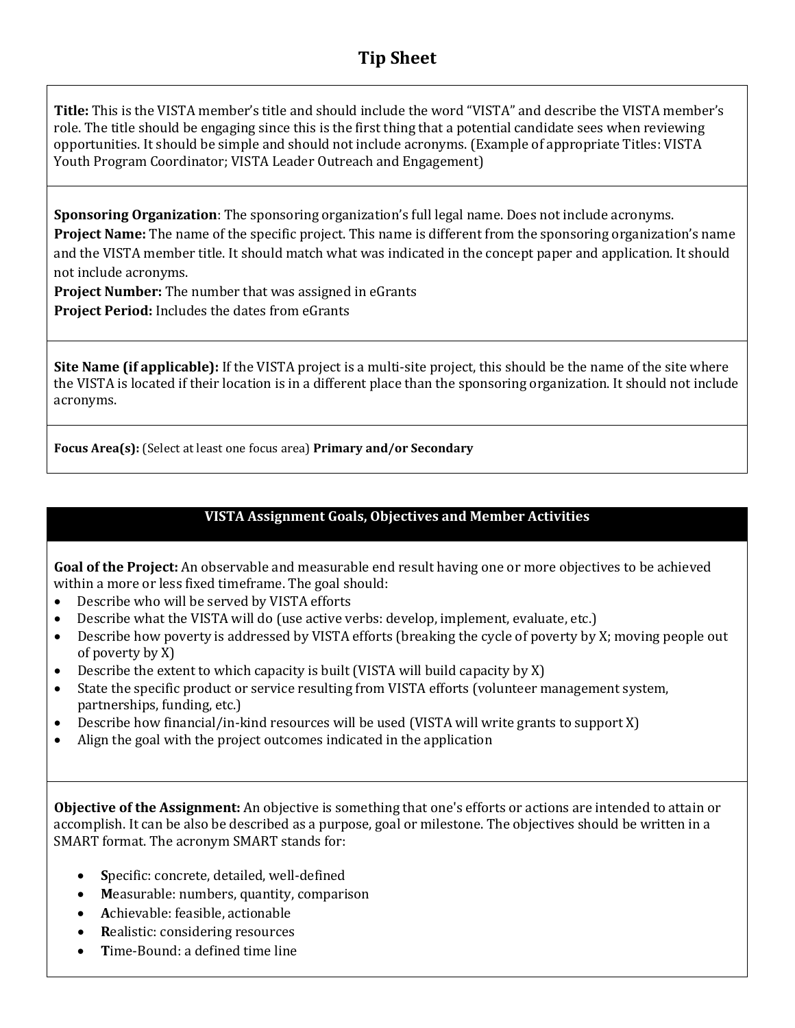# Tip Sheet

**Title:** This is the VISTA member's title and should include the word "VISTA" and describe the VISTA member's role. The title should be engaging since this is the first thing that a potential candidate sees when reviewing opportunities. It should be simple and should not include acronyms. (Example of appropriate Titles: VISTA Youth Program Coordinator; VISTA Leader Outreach and Engagement)

**Sponsoring Organization**: The sponsoring organization's full legal name. Does not include acronyms.
**Project Name:** The name of the specific project. This name is different from the sponsoring organization's name and the VISTA member title. It should match what was indicated in the concept paper and application. It should not include acronyms.
**Project Number:** The number that was assigned in eGrants
**Project Period:** Includes the dates from eGrants

**Site Name (if applicable):** If the VISTA project is a multi-site project, this should be the name of the site where the VISTA is located if their location is in a different place than the sponsoring organization. It should not include acronyms.

**Focus Area(s):** (Select at least one focus area) **Primary and/or Secondary**

## VISTA Assignment Goals, Objectives and Member Activities

**Goal of the Project:** An observable and measurable end result having one or more objectives to be achieved within a more or less fixed timeframe. The goal should:

- Describe who will be served by VISTA efforts
- Describe what the VISTA will do (use active verbs: develop, implement, evaluate, etc.)
- Describe how poverty is addressed by VISTA efforts (breaking the cycle of poverty by X; moving people out of poverty by X)
- Describe the extent to which capacity is built (VISTA will build capacity by X)
- State the specific product or service resulting from VISTA efforts (volunteer management system, partnerships, funding, etc.)
- Describe how financial/in-kind resources will be used (VISTA will write grants to support X)
- Align the goal with the project outcomes indicated in the application

**Objective of the Assignment:** An objective is something that one's efforts or actions are intended to attain or accomplish. It can be also be described as a purpose, goal or milestone. The objectives should be written in a SMART format. The acronym SMART stands for:

- **S**pecific: concrete, detailed, well-defined
- **M**easurable: numbers, quantity, comparison
- **A**chievable: feasible, actionable
- **R**ealistic: considering resources
- **T**ime-Bound: a defined time line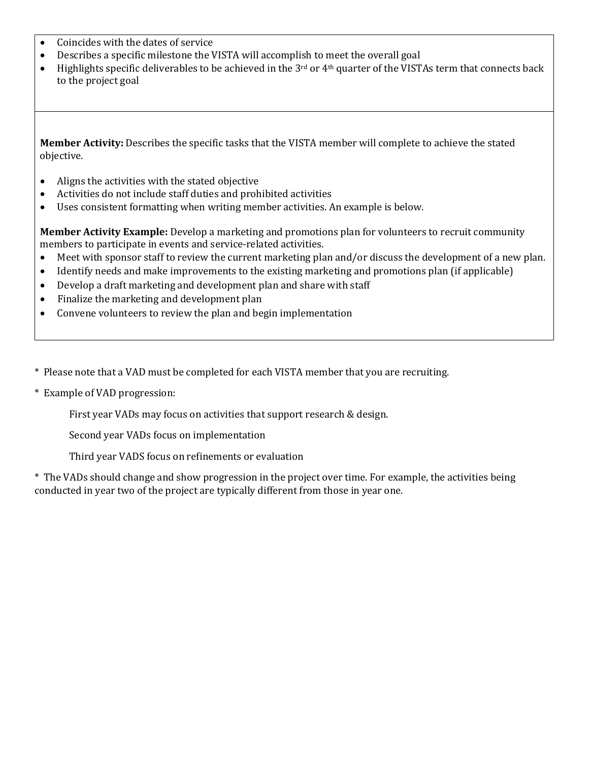- Coincides with the dates of service
- Describes a specific milestone the VISTA will accomplish to meet the overall goal
- Highlights specific deliverables to be achieved in the 3rd or 4th quarter of the VISTAs term that connects back to the project goal

**Member Activity:** Describes the specific tasks that the VISTA member will complete to achieve the stated objective.

- Aligns the activities with the stated objective
- Activities do not include staff duties and prohibited activities
- Uses consistent formatting when writing member activities. An example is below.

**Member Activity Example:** Develop a marketing and promotions plan for volunteers to recruit community members to participate in events and service-related activities.

- Meet with sponsor staff to review the current marketing plan and/or discuss the development of a new plan.
- Identify needs and make improvements to the existing marketing and promotions plan (if applicable)
- Develop a draft marketing and development plan and share with staff
- Finalize the marketing and development plan
- Convene volunteers to review the plan and begin implementation

* Please note that a VAD must be completed for each VISTA member that you are recruiting.

* Example of VAD progression:

First year VADs may focus on activities that support research & design.

Second year VADs focus on implementation

Third year VADS focus on refinements or evaluation

* The VADs should change and show progression in the project over time. For example, the activities being conducted in year two of the project are typically different from those in year one.